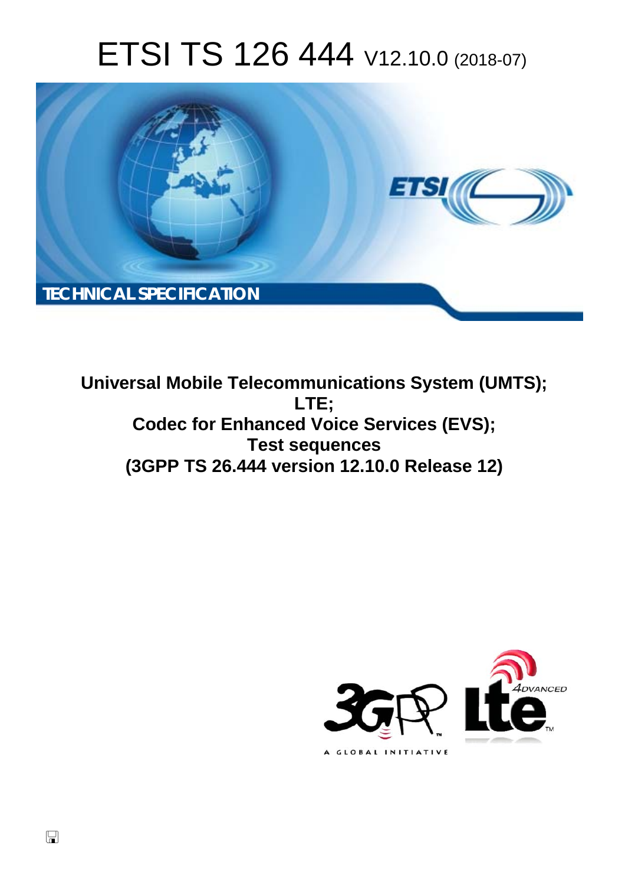# ETSI TS 126 444 V12.10.0 (2018-07)

TECHNICAL SPECIFICATION

**Universal Mobile Telecommunications System (UMTS);**
**LTE;**
**Codec for Enhanced Voice Services (EVS);**
**Test sequences**
**(3GPP TS 26.444 version 12.10.0 Release 12)**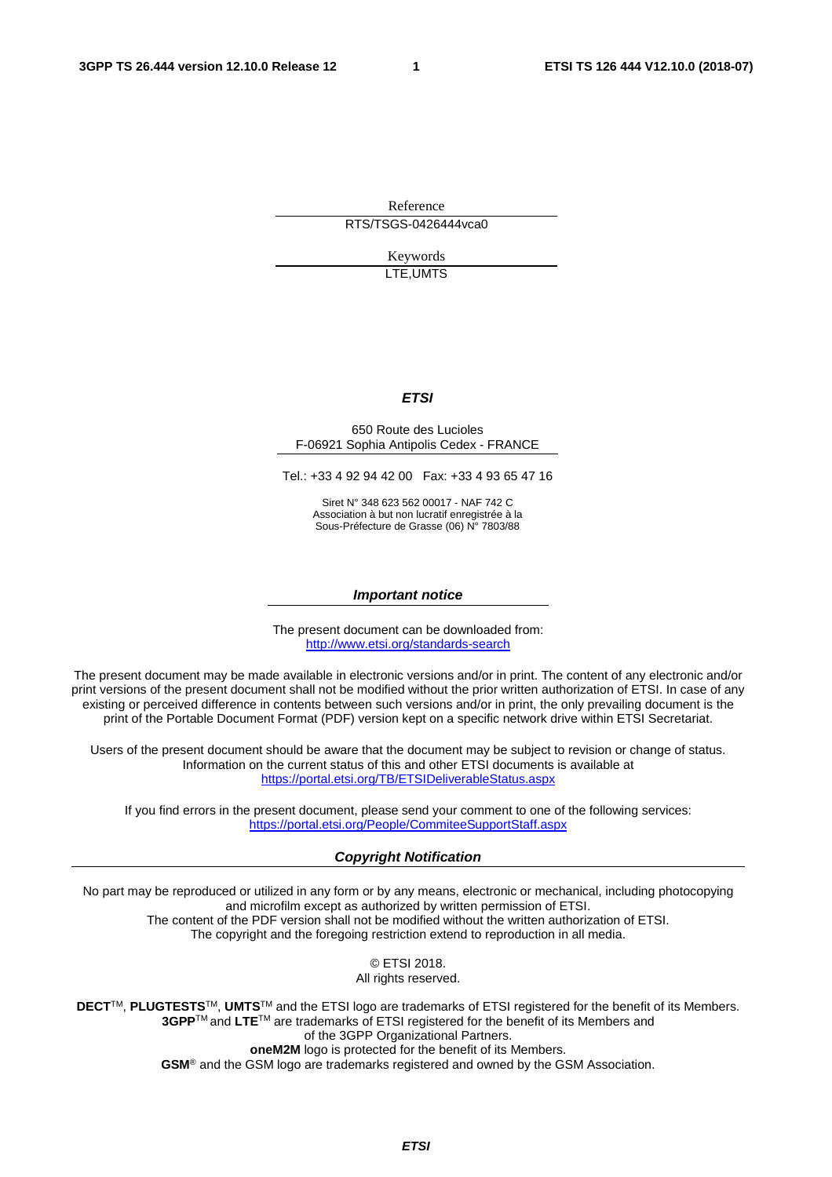Reference

RTS/TSGS-0426444vca0

Keywords

LTE,UMTS

***ETSI***

650 Route des Lucioles
F-06921 Sophia Antipolis Cedex - FRANCE

Tel.: +33 4 92 94 42 00   Fax: +33 4 93 65 47 16

Siret N° 348 623 562 00017 - NAF 742 C
Association à but non lucratif enregistrée à la
Sous-Préfecture de Grasse (06) N° 7803/88

***Important notice***

The present document can be downloaded from:
http://www.etsi.org/standards-search

The present document may be made available in electronic versions and/or in print. The content of any electronic and/or print versions of the present document shall not be modified without the prior written authorization of ETSI. In case of any existing or perceived difference in contents between such versions and/or in print, the only prevailing document is the print of the Portable Document Format (PDF) version kept on a specific network drive within ETSI Secretariat.

Users of the present document should be aware that the document may be subject to revision or change of status. Information on the current status of this and other ETSI documents is available at
https://portal.etsi.org/TB/ETSIDeliverableStatus.aspx

If you find errors in the present document, please send your comment to one of the following services:
https://portal.etsi.org/People/CommiteeSupportStaff.aspx

***Copyright Notification***

No part may be reproduced or utilized in any form or by any means, electronic or mechanical, including photocopying and microfilm except as authorized by written permission of ETSI.
The content of the PDF version shall not be modified without the written authorization of ETSI.
The copyright and the foregoing restriction extend to reproduction in all media.

© ETSI 2018.
All rights reserved.

**DECT**TM, **PLUGTESTS**TM, **UMTS**TM and the ETSI logo are trademarks of ETSI registered for the benefit of its Members.
**3GPP**TM and **LTE**TM are trademarks of ETSI registered for the benefit of its Members and
of the 3GPP Organizational Partners.
**oneM2M** logo is protected for the benefit of its Members.
**GSM**® and the GSM logo are trademarks registered and owned by the GSM Association.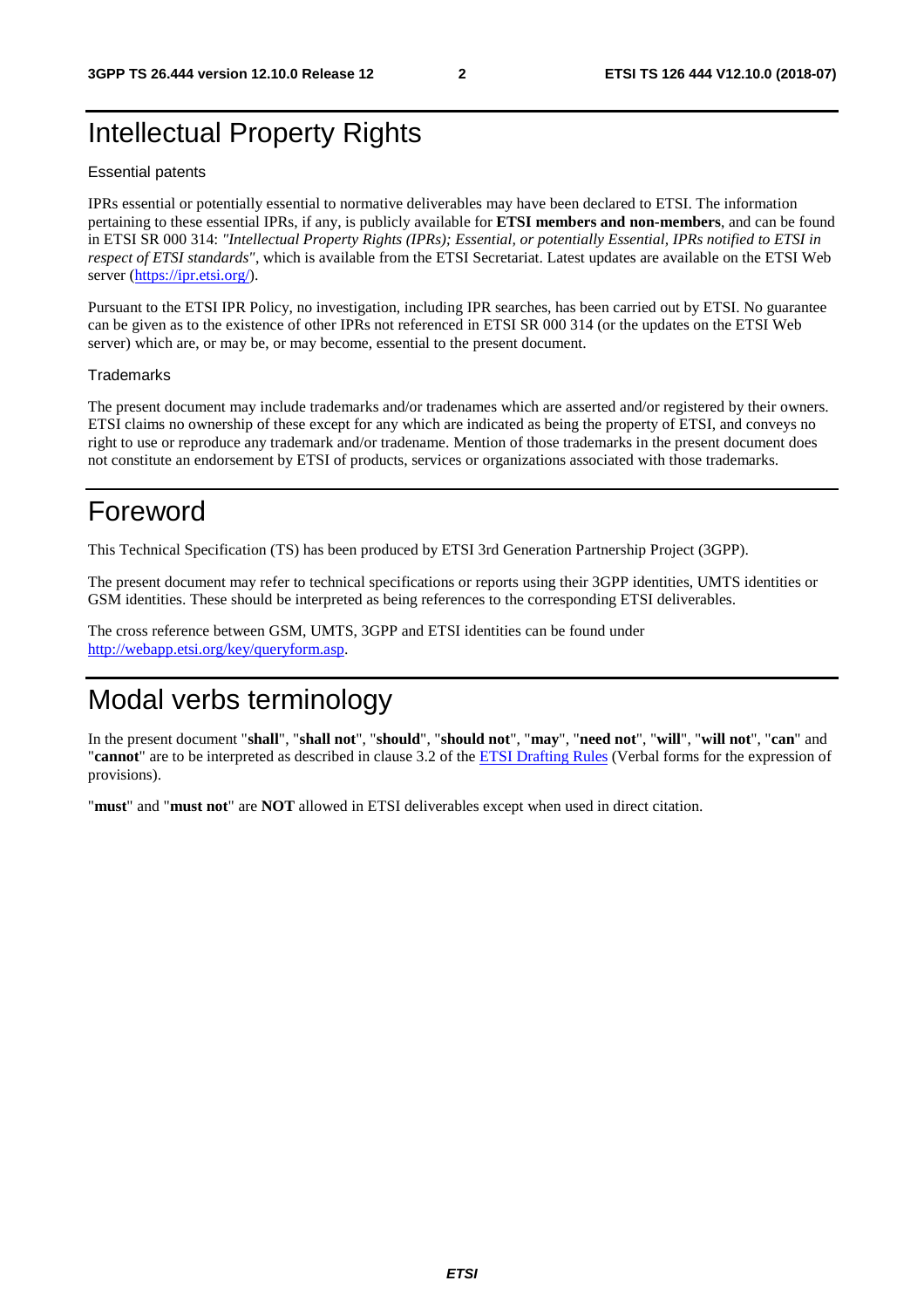# Intellectual Property Rights

## Essential patents

IPRs essential or potentially essential to normative deliverables may have been declared to ETSI. The information pertaining to these essential IPRs, if any, is publicly available for **ETSI members and non-members**, and can be found in ETSI SR 000 314: *"Intellectual Property Rights (IPRs); Essential, or potentially Essential, IPRs notified to ETSI in respect of ETSI standards"*, which is available from the ETSI Secretariat. Latest updates are available on the ETSI Web server (https://ipr.etsi.org/).

Pursuant to the ETSI IPR Policy, no investigation, including IPR searches, has been carried out by ETSI. No guarantee can be given as to the existence of other IPRs not referenced in ETSI SR 000 314 (or the updates on the ETSI Web server) which are, or may be, or may become, essential to the present document.

## Trademarks

The present document may include trademarks and/or tradenames which are asserted and/or registered by their owners. ETSI claims no ownership of these except for any which are indicated as being the property of ETSI, and conveys no right to use or reproduce any trademark and/or tradename. Mention of those trademarks in the present document does not constitute an endorsement by ETSI of products, services or organizations associated with those trademarks.

# Foreword

This Technical Specification (TS) has been produced by ETSI 3rd Generation Partnership Project (3GPP).

The present document may refer to technical specifications or reports using their 3GPP identities, UMTS identities or GSM identities. These should be interpreted as being references to the corresponding ETSI deliverables.

The cross reference between GSM, UMTS, 3GPP and ETSI identities can be found under http://webapp.etsi.org/key/queryform.asp.

# Modal verbs terminology

In the present document "**shall**", "**shall not**", "**should**", "**should not**", "**may**", "**need not**", "**will**", "**will not**", "**can**" and "**cannot**" are to be interpreted as described in clause 3.2 of the ETSI Drafting Rules (Verbal forms for the expression of provisions).

"**must**" and "**must not**" are **NOT** allowed in ETSI deliverables except when used in direct citation.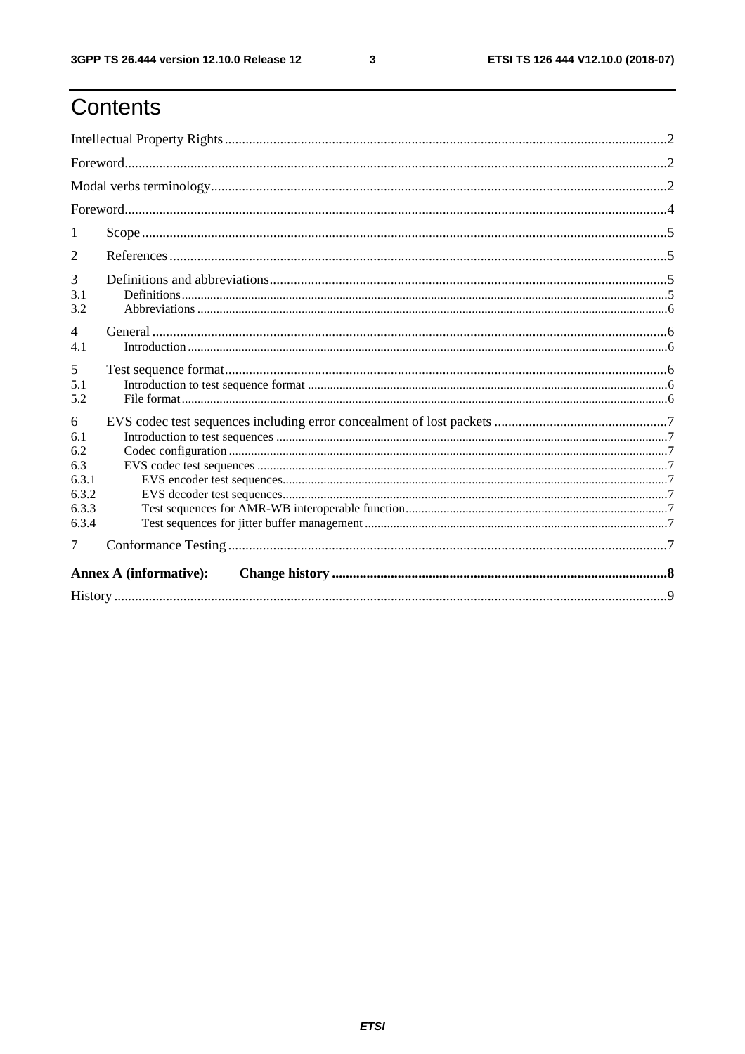# Contents

Intellectual Property Rights ..... 2

Foreword ..... 2

Modal verbs terminology ..... 2

Foreword ..... 4

1 Scope ..... 5

2 References ..... 5

3 Definitions and abbreviations ..... 5

3.1 Definitions ..... 5

3.2 Abbreviations ..... 6

4 General ..... 6

4.1 Introduction ..... 6

5 Test sequence format ..... 6

5.1 Introduction to test sequence format ..... 6

5.2 File format ..... 6

6 EVS codec test sequences including error concealment of lost packets ..... 7

6.1 Introduction to test sequences ..... 7

6.2 Codec configuration ..... 7

6.3 EVS codec test sequences ..... 7

6.3.1 EVS encoder test sequences ..... 7

6.3.2 EVS decoder test sequences ..... 7

6.3.3 Test sequences for AMR-WB interoperable function ..... 7

6.3.4 Test sequences for jitter buffer management ..... 7

7 Conformance Testing ..... 7

**Annex A (informative): Change history ..... 8**

History ..... 9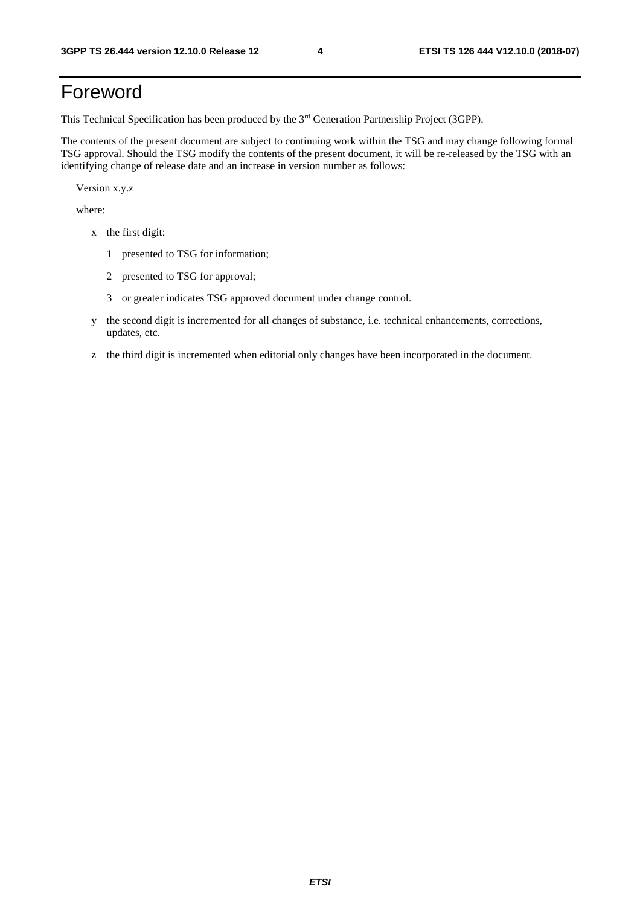# Foreword

This Technical Specification has been produced by the 3rd Generation Partnership Project (3GPP).

The contents of the present document are subject to continuing work within the TSG and may change following formal TSG approval. Should the TSG modify the contents of the present document, it will be re-released by the TSG with an identifying change of release date and an increase in version number as follows:

Version x.y.z

where:

- x the first digit:
  - 1 presented to TSG for information;
  - 2 presented to TSG for approval;
  - 3 or greater indicates TSG approved document under change control.
- y the second digit is incremented for all changes of substance, i.e. technical enhancements, corrections, updates, etc.
- z the third digit is incremented when editorial only changes have been incorporated in the document.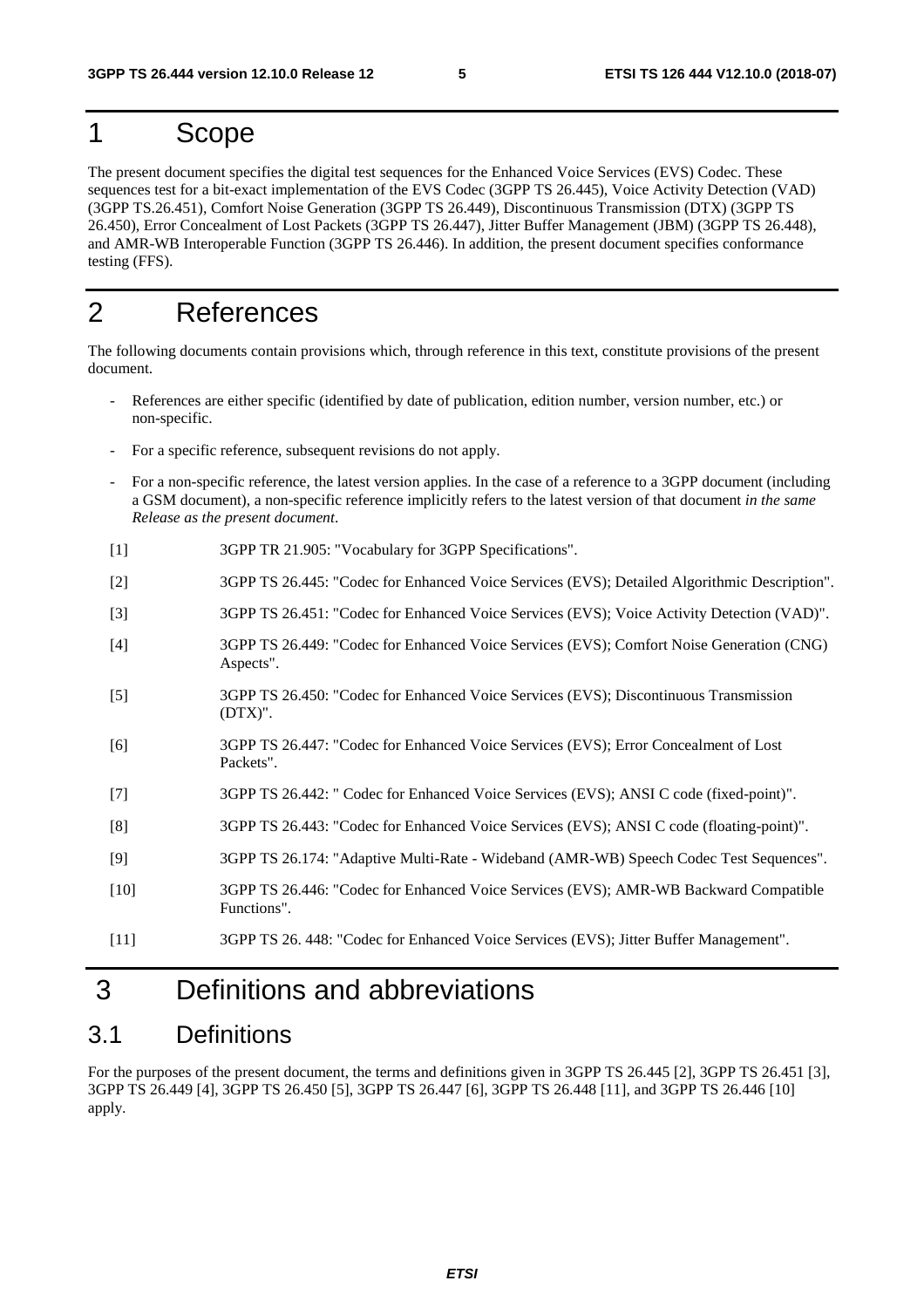# 1 Scope

The present document specifies the digital test sequences for the Enhanced Voice Services (EVS) Codec. These sequences test for a bit-exact implementation of the EVS Codec (3GPP TS 26.445), Voice Activity Detection (VAD) (3GPP TS.26.451), Comfort Noise Generation (3GPP TS 26.449), Discontinuous Transmission (DTX) (3GPP TS 26.450), Error Concealment of Lost Packets (3GPP TS 26.447), Jitter Buffer Management (JBM) (3GPP TS 26.448), and AMR-WB Interoperable Function (3GPP TS 26.446). In addition, the present document specifies conformance testing (FFS).

# 2 References

The following documents contain provisions which, through reference in this text, constitute provisions of the present document.

- References are either specific (identified by date of publication, edition number, version number, etc.) or non-specific.
- For a specific reference, subsequent revisions do not apply.
- For a non-specific reference, the latest version applies. In the case of a reference to a 3GPP document (including a GSM document), a non-specific reference implicitly refers to the latest version of that document *in the same Release as the present document*.

[1] 3GPP TR 21.905: "Vocabulary for 3GPP Specifications".

[2] 3GPP TS 26.445: "Codec for Enhanced Voice Services (EVS); Detailed Algorithmic Description".

[3] 3GPP TS 26.451: "Codec for Enhanced Voice Services (EVS); Voice Activity Detection (VAD)".

[4] 3GPP TS 26.449: "Codec for Enhanced Voice Services (EVS); Comfort Noise Generation (CNG) Aspects".

[5] 3GPP TS 26.450: "Codec for Enhanced Voice Services (EVS); Discontinuous Transmission (DTX)".

[6] 3GPP TS 26.447: "Codec for Enhanced Voice Services (EVS); Error Concealment of Lost Packets".

[7] 3GPP TS 26.442: " Codec for Enhanced Voice Services (EVS); ANSI C code (fixed-point)".

[8] 3GPP TS 26.443: "Codec for Enhanced Voice Services (EVS); ANSI C code (floating-point)".

[9] 3GPP TS 26.174: "Adaptive Multi-Rate - Wideband (AMR-WB) Speech Codec Test Sequences".

[10] 3GPP TS 26.446: "Codec for Enhanced Voice Services (EVS); AMR-WB Backward Compatible Functions".

[11] 3GPP TS 26. 448: "Codec for Enhanced Voice Services (EVS); Jitter Buffer Management".

# 3 Definitions and abbreviations

## 3.1 Definitions

For the purposes of the present document, the terms and definitions given in 3GPP TS 26.445 [2], 3GPP TS 26.451 [3], 3GPP TS 26.449 [4], 3GPP TS 26.450 [5], 3GPP TS 26.447 [6], 3GPP TS 26.448 [11], and 3GPP TS 26.446 [10] apply.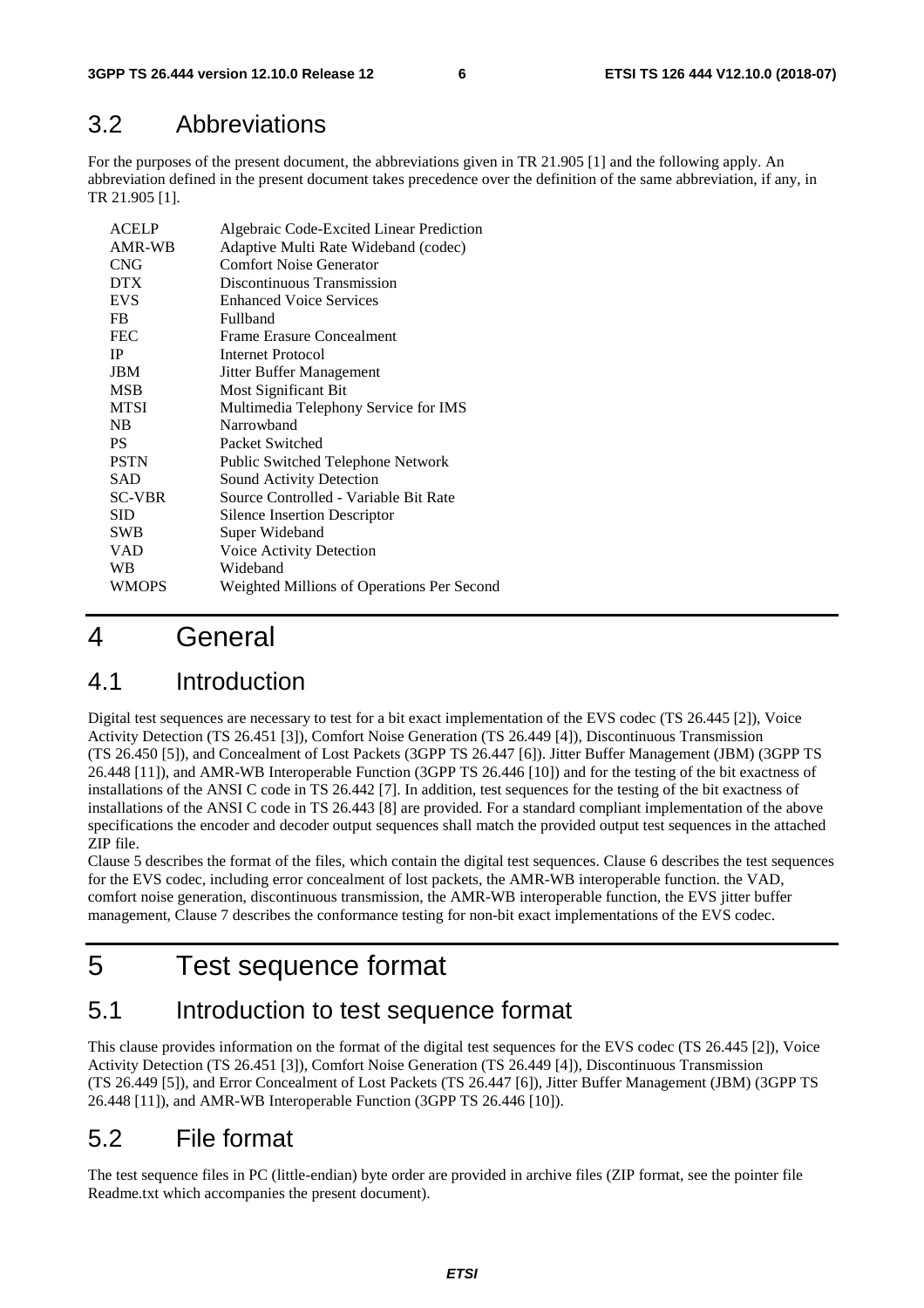## 3.2 Abbreviations

For the purposes of the present document, the abbreviations given in TR 21.905 [1] and the following apply. An abbreviation defined in the present document takes precedence over the definition of the same abbreviation, if any, in TR 21.905 [1].

| | |
|---|---|
| ACELP | Algebraic Code-Excited Linear Prediction |
| AMR-WB | Adaptive Multi Rate Wideband (codec) |
| CNG | Comfort Noise Generator |
| DTX | Discontinuous Transmission |
| EVS | Enhanced Voice Services |
| FB | Fullband |
| FEC | Frame Erasure Concealment |
| IP | Internet Protocol |
| JBM | Jitter Buffer Management |
| MSB | Most Significant Bit |
| MTSI | Multimedia Telephony Service for IMS |
| NB | Narrowband |
| PS | Packet Switched |
| PSTN | Public Switched Telephone Network |
| SAD | Sound Activity Detection |
| SC-VBR | Source Controlled - Variable Bit Rate |
| SID | Silence Insertion Descriptor |
| SWB | Super Wideband |
| VAD | Voice Activity Detection |
| WB | Wideband |
| WMOPS | Weighted Millions of Operations Per Second |

# 4 General

## 4.1 Introduction

Digital test sequences are necessary to test for a bit exact implementation of the EVS codec (TS 26.445 [2]), Voice Activity Detection (TS 26.451 [3]), Comfort Noise Generation (TS 26.449 [4]), Discontinuous Transmission (TS 26.450 [5]), and Concealment of Lost Packets (3GPP TS 26.447 [6]). Jitter Buffer Management (JBM) (3GPP TS 26.448 [11]), and AMR-WB Interoperable Function (3GPP TS 26.446 [10]) and for the testing of the bit exactness of installations of the ANSI C code in TS 26.442 [7]. In addition, test sequences for the testing of the bit exactness of installations of the ANSI C code in TS 26.443 [8] are provided. For a standard compliant implementation of the above specifications the encoder and decoder output sequences shall match the provided output test sequences in the attached ZIP file.

Clause 5 describes the format of the files, which contain the digital test sequences. Clause 6 describes the test sequences for the EVS codec, including error concealment of lost packets, the AMR-WB interoperable function. the VAD, comfort noise generation, discontinuous transmission, the AMR-WB interoperable function, the EVS jitter buffer management, Clause 7 describes the conformance testing for non-bit exact implementations of the EVS codec.

# 5 Test sequence format

## 5.1 Introduction to test sequence format

This clause provides information on the format of the digital test sequences for the EVS codec (TS 26.445 [2]), Voice Activity Detection (TS 26.451 [3]), Comfort Noise Generation (TS 26.449 [4]), Discontinuous Transmission (TS 26.449 [5]), and Error Concealment of Lost Packets (TS 26.447 [6]), Jitter Buffer Management (JBM) (3GPP TS 26.448 [11]), and AMR-WB Interoperable Function (3GPP TS 26.446 [10]).

## 5.2 File format

The test sequence files in PC (little-endian) byte order are provided in archive files (ZIP format, see the pointer file Readme.txt which accompanies the present document).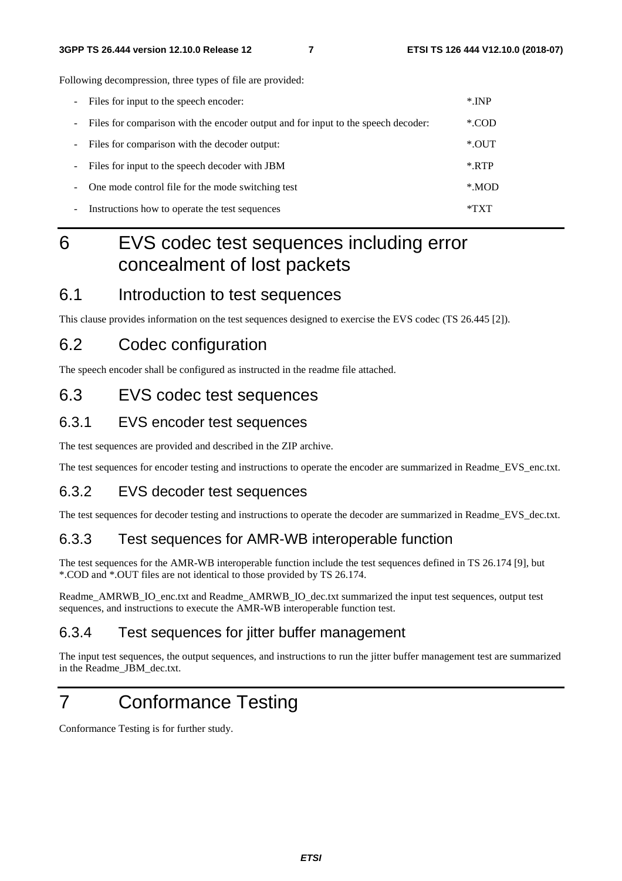Following decompression, three types of file are provided:

- Files for input to the speech encoder: *.INP
- Files for comparison with the encoder output and for input to the speech decoder: *.COD
- Files for comparison with the decoder output: *.OUT
- Files for input to the speech decoder with JBM *.RTP
- One mode control file for the mode switching test *.MOD
- Instructions how to operate the test sequences *TXT

# 6 EVS codec test sequences including error concealment of lost packets

## 6.1 Introduction to test sequences

This clause provides information on the test sequences designed to exercise the EVS codec (TS 26.445 [2]).

## 6.2 Codec configuration

The speech encoder shall be configured as instructed in the readme file attached.

## 6.3 EVS codec test sequences

### 6.3.1 EVS encoder test sequences

The test sequences are provided and described in the ZIP archive.

The test sequences for encoder testing and instructions to operate the encoder are summarized in Readme_EVS_enc.txt.

### 6.3.2 EVS decoder test sequences

The test sequences for decoder testing and instructions to operate the decoder are summarized in Readme_EVS_dec.txt.

### 6.3.3 Test sequences for AMR-WB interoperable function

The test sequences for the AMR-WB interoperable function include the test sequences defined in TS 26.174 [9], but *.COD and *.OUT files are not identical to those provided by TS 26.174.

Readme_AMRWB_IO_enc.txt and Readme_AMRWB_IO_dec.txt summarized the input test sequences, output test sequences, and instructions to execute the AMR-WB interoperable function test.

### 6.3.4 Test sequences for jitter buffer management

The input test sequences, the output sequences, and instructions to run the jitter buffer management test are summarized in the Readme_JBM_dec.txt.

# 7 Conformance Testing

Conformance Testing is for further study.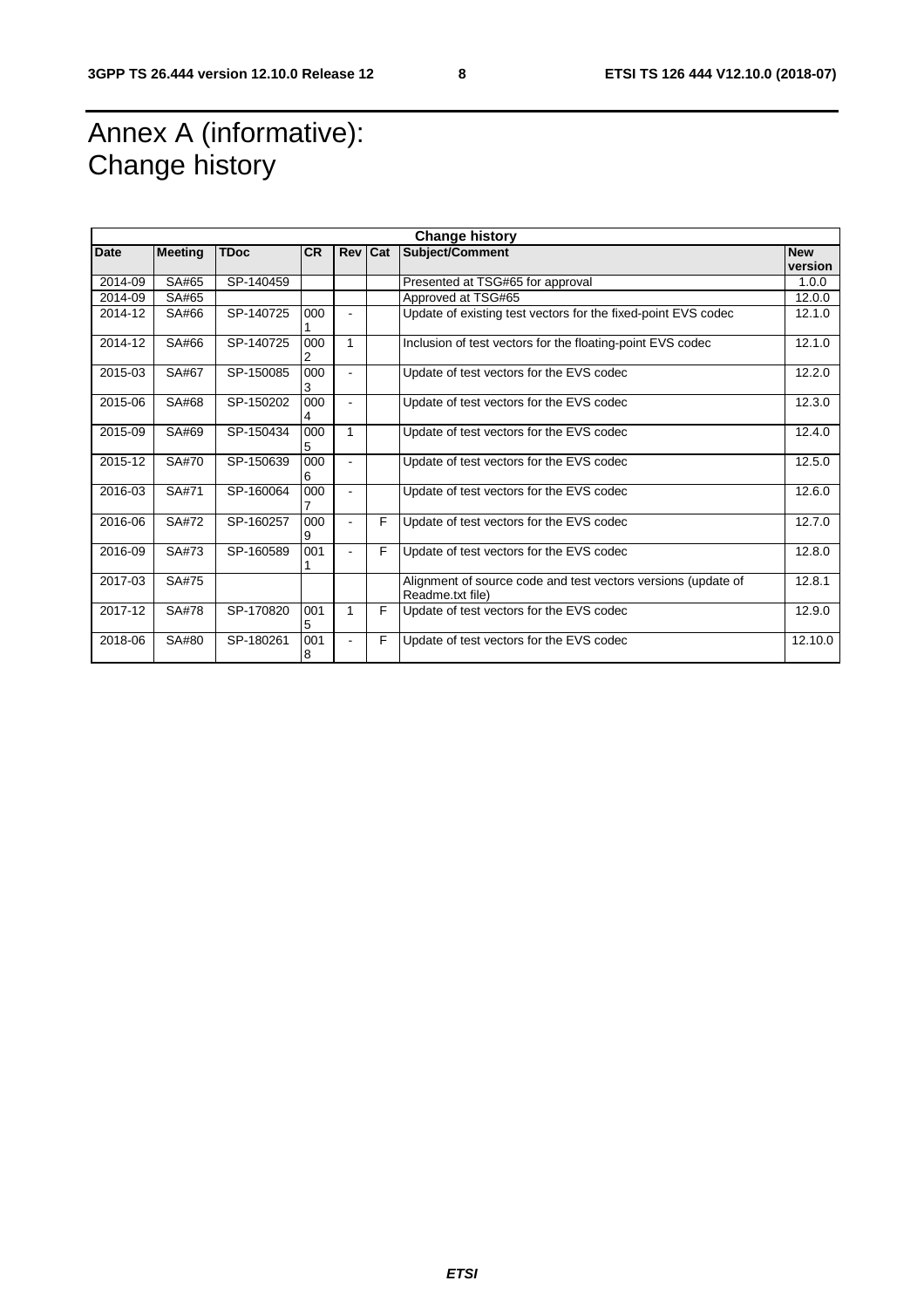# Annex A (informative): Change history

| Change history | | | | | | | |
|---|---|---|---|---|---|---|---|
| **Date** | **Meeting** | **TDoc** | **CR** | **Rev** | **Cat** | **Subject/Comment** | **New version** |
| 2014-09 | SA#65 | SP-140459 | | | | Presented at TSG#65 for approval | 1.0.0 |
| 2014-09 | SA#65 | | | | | Approved at TSG#65 | 12.0.0 |
| 2014-12 | SA#66 | SP-140725 | 0001 | - | | Update of existing test vectors for the fixed-point EVS codec | 12.1.0 |
| 2014-12 | SA#66 | SP-140725 | 0002 | 1 | | Inclusion of test vectors for the floating-point EVS codec | 12.1.0 |
| 2015-03 | SA#67 | SP-150085 | 0003 | - | | Update of test vectors for the EVS codec | 12.2.0 |
| 2015-06 | SA#68 | SP-150202 | 0004 | - | | Update of test vectors for the EVS codec | 12.3.0 |
| 2015-09 | SA#69 | SP-150434 | 0005 | 1 | | Update of test vectors for the EVS codec | 12.4.0 |
| 2015-12 | SA#70 | SP-150639 | 0006 | - | | Update of test vectors for the EVS codec | 12.5.0 |
| 2016-03 | SA#71 | SP-160064 | 0007 | - | | Update of test vectors for the EVS codec | 12.6.0 |
| 2016-06 | SA#72 | SP-160257 | 0009 | - | F | Update of test vectors for the EVS codec | 12.7.0 |
| 2016-09 | SA#73 | SP-160589 | 0011 | - | F | Update of test vectors for the EVS codec | 12.8.0 |
| 2017-03 | SA#75 | | | | | Alignment of source code and test vectors versions (update of Readme.txt file) | 12.8.1 |
| 2017-12 | SA#78 | SP-170820 | 0015 | 1 | F | Update of test vectors for the EVS codec | 12.9.0 |
| 2018-06 | SA#80 | SP-180261 | 0018 | - | F | Update of test vectors for the EVS codec | 12.10.0 |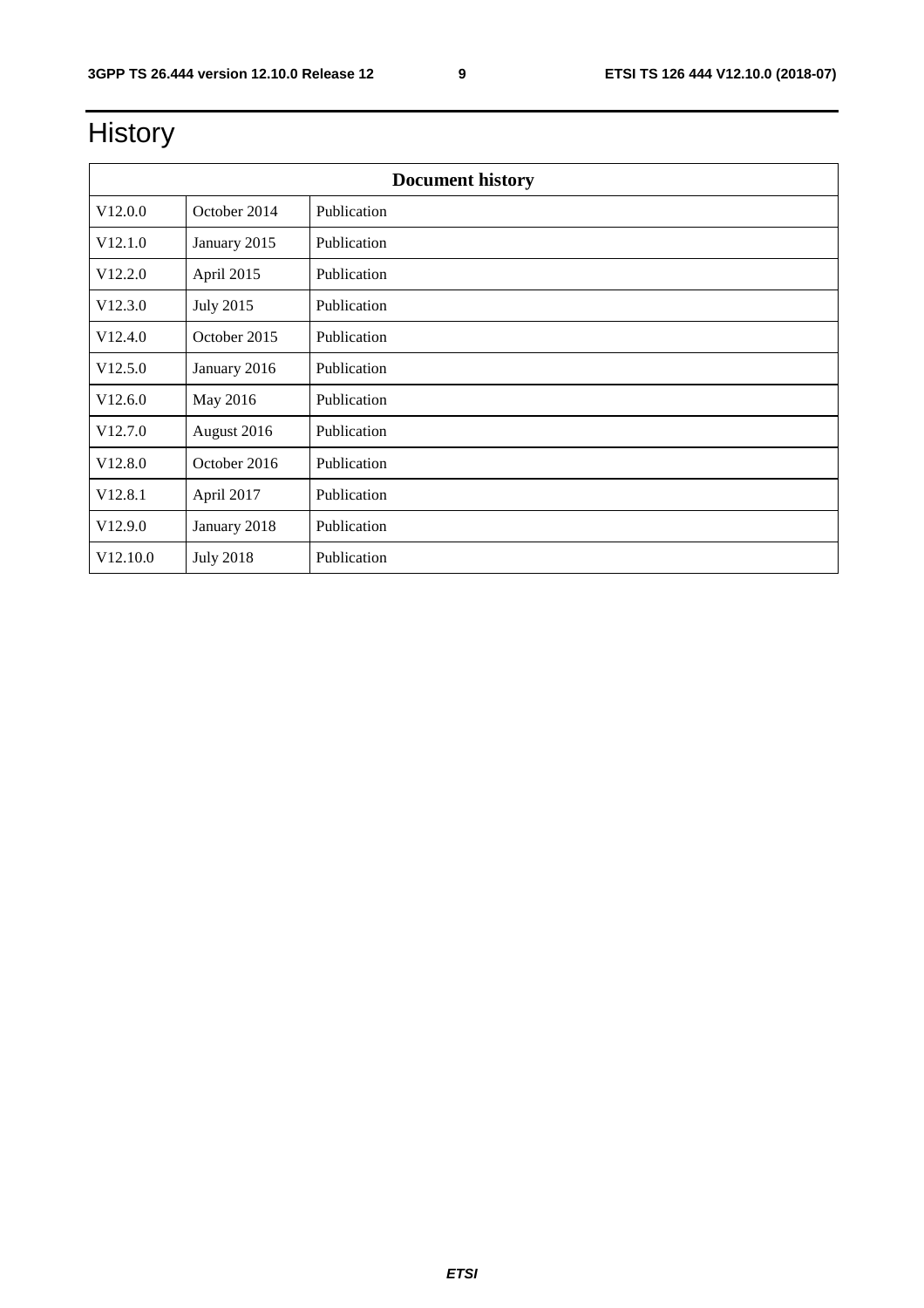# History

| Document history | | |
|---|---|---|
| V12.0.0 | October 2014 | Publication |
| V12.1.0 | January 2015 | Publication |
| V12.2.0 | April 2015 | Publication |
| V12.3.0 | July 2015 | Publication |
| V12.4.0 | October 2015 | Publication |
| V12.5.0 | January 2016 | Publication |
| V12.6.0 | May 2016 | Publication |
| V12.7.0 | August 2016 | Publication |
| V12.8.0 | October 2016 | Publication |
| V12.8.1 | April 2017 | Publication |
| V12.9.0 | January 2018 | Publication |
| V12.10.0 | July 2018 | Publication |